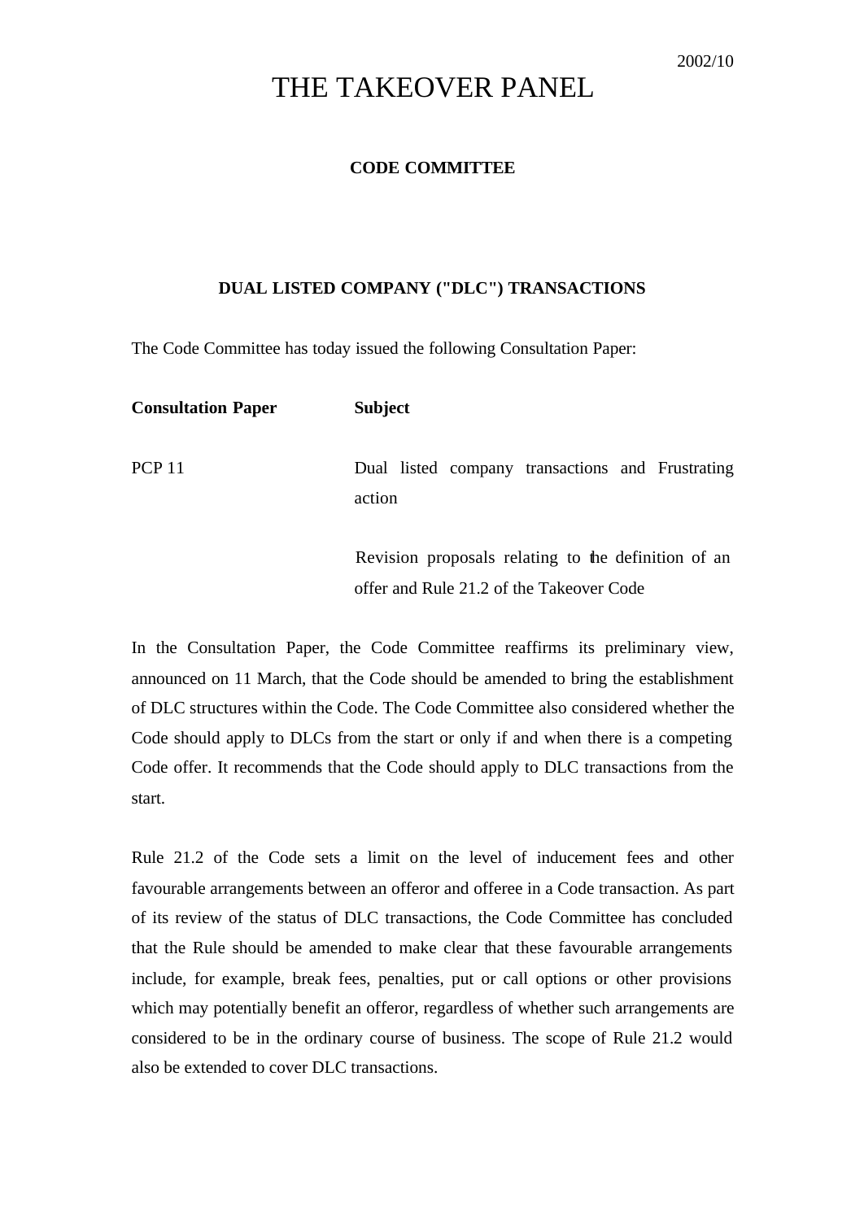2002/10

# THE TAKEOVER PANEL

## CODE COMMITTEE

### DUAL LISTED COMPANY ("DLC") TRANSACTIONS

The Code Committee has today issued the following Consultation Paper:

| Consultation Paper | Subject |
|---|---|
| PCP 11 | Dual listed company transactions and Frustrating action<br><br>Revision proposals relating to the definition of an offer and Rule 21.2 of the Takeover Code |

In the Consultation Paper, the Code Committee reaffirms its preliminary view, announced on 11 March, that the Code should be amended to bring the establishment of DLC structures within the Code. The Code Committee also considered whether the Code should apply to DLCs from the start or only if and when there is a competing Code offer. It recommends that the Code should apply to DLC transactions from the start.

Rule 21.2 of the Code sets a limit on the level of inducement fees and other favourable arrangements between an offeror and offeree in a Code transaction. As part of its review of the status of DLC transactions, the Code Committee has concluded that the Rule should be amended to make clear that these favourable arrangements include, for example, break fees, penalties, put or call options or other provisions which may potentially benefit an offeror, regardless of whether such arrangements are considered to be in the ordinary course of business. The scope of Rule 21.2 would also be extended to cover DLC transactions.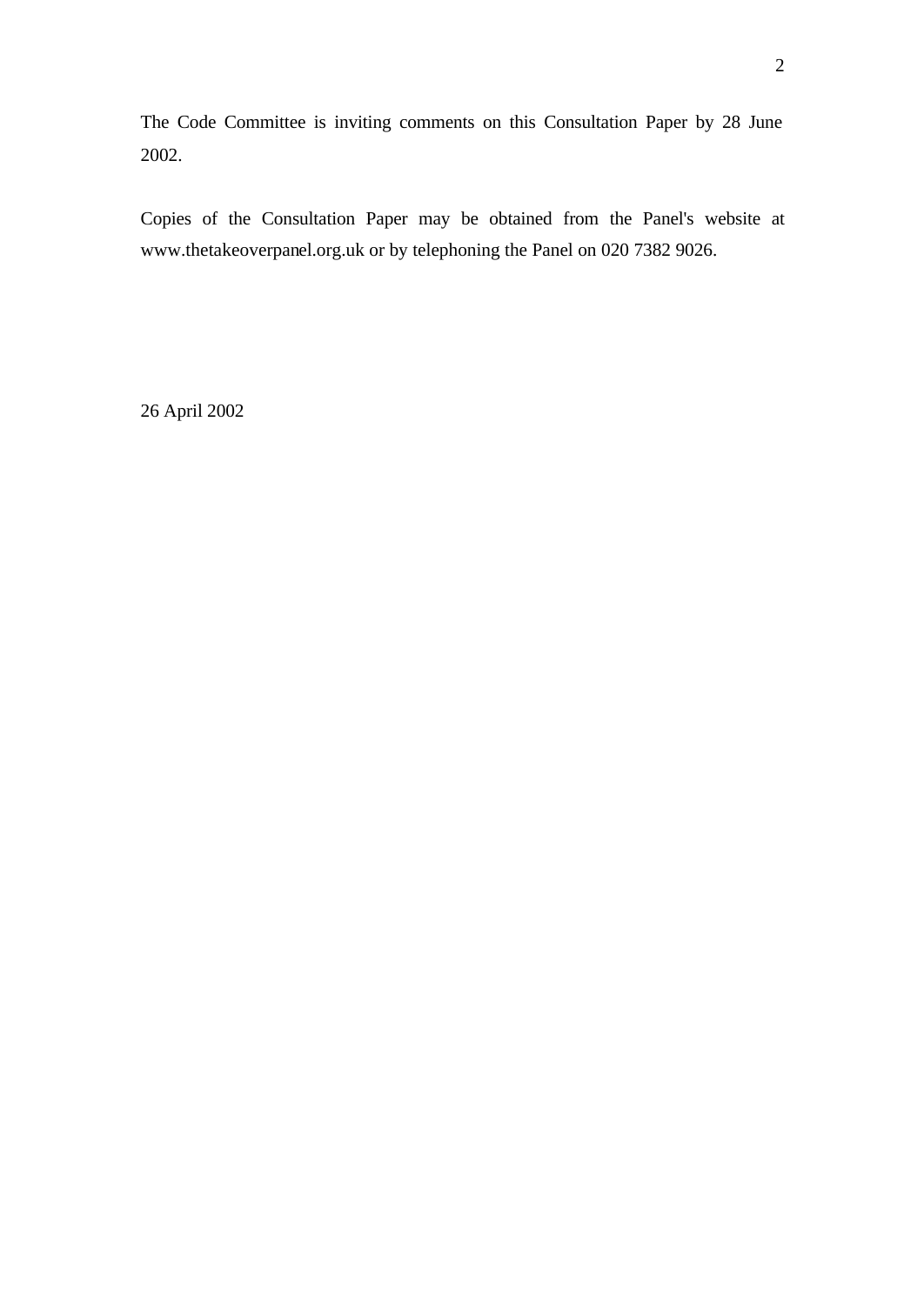The Code Committee is inviting comments on this Consultation Paper by 28 June 2002.

Copies of the Consultation Paper may be obtained from the Panel's website at www.thetakeoverpanel.org.uk or by telephoning the Panel on 020 7382 9026.

26 April 2002